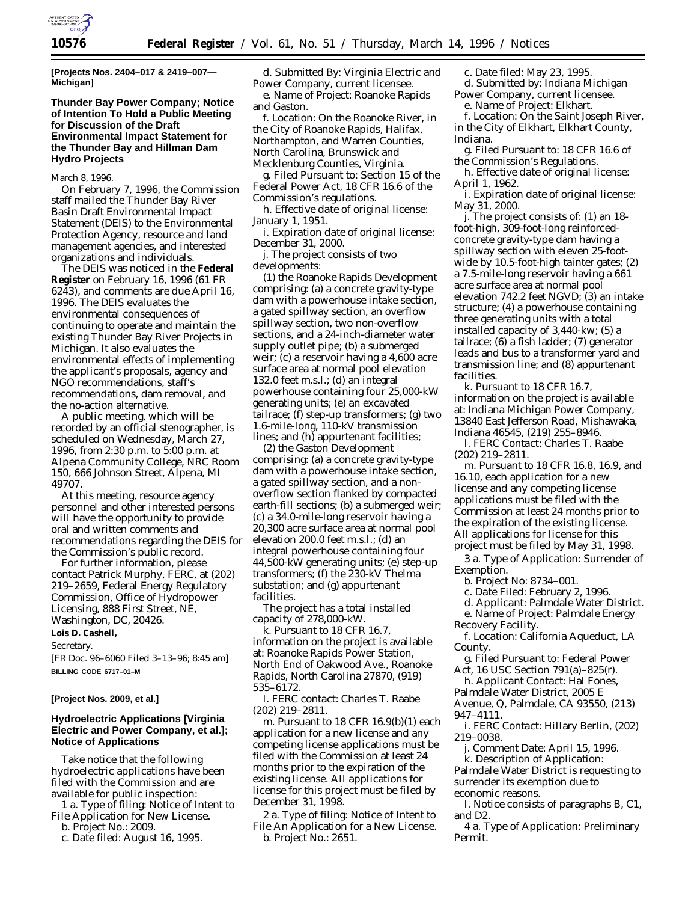[Projects Nos. 2404–017 & 2419–007—Michigan]

## Thunder Bay Power Company; Notice of Intention To Hold a Public Meeting for Discussion of the Draft Environmental Impact Statement for the Thunder Bay and Hillman Dam Hydro Projects

March 8, 1996.

On February 7, 1996, the Commission staff mailed the Thunder Bay River Basin Draft Environmental Impact Statement (DEIS) to the Environmental Protection Agency, resource and land management agencies, and interested organizations and individuals.

The DEIS was noticed in the **Federal Register** on February 16, 1996 (61 FR 6243), and comments are due April 16, 1996. The DEIS evaluates the environmental consequences of continuing to operate and maintain the existing Thunder Bay River Projects in Michigan. It also evaluates the environmental effects of implementing the applicant's proposals, agency and NGO recommendations, staff's recommendations, dam removal, and the no-action alternative.

A public meeting, which will be recorded by an official stenographer, is scheduled on Wednesday, March 27, 1996, from 2:30 p.m. to 5:00 p.m. at Alpena Community College, NRC Room 150, 666 Johnson Street, Alpena, MI 49707.

At this meeting, resource agency personnel and other interested persons will have the opportunity to provide oral and written comments and recommendations regarding the DEIS for the Commission's public record.

For further information, please contact Patrick Murphy, FERC, at (202) 219–2659, Federal Energy Regulatory Commission, Office of Hydropower Licensing, 888 First Street, NE, Washington, DC, 20426.

**Lois D. Cashell,**

*Secretary.*

[FR Doc. 96–6060 Filed 3–13–96; 8:45 am]

**BILLING CODE 6717–01–M**

[Project Nos. 2009, et al.]

## Hydroelectric Applications [Virginia Electric and Power Company, et al.]; Notice of Applications

Take notice that the following hydroelectric applications have been filed with the Commission and are available for public inspection:

1 a. Type of filing: Notice of Intent to File Application for New License.

b. Project No.: 2009.

c. Date filed: August 16, 1995.

d. Submitted By: Virginia Electric and Power Company, current licensee.

e. Name of Project: Roanoke Rapids and Gaston.

f. Location: On the Roanoke River, in the City of Roanoke Rapids, Halifax, Northampton, and Warren Counties, North Carolina, Brunswick and Mecklenburg Counties, Virginia.

g. Filed Pursuant to: Section 15 of the Federal Power Act, 18 CFR 16.6 of the Commission's regulations.

h. Effective date of original license: January 1, 1951.

i. Expiration date of original license: December 31, 2000.

j. The project consists of two developments:

(1) the Roanoke Rapids Development comprising: (a) a concrete gravity-type dam with a powerhouse intake section, a gated spillway section, an overflow spillway section, two non-overflow sections, and a 24-inch-diameter water supply outlet pipe; (b) a submerged weir; (c) a reservoir having a 4,600 acre surface area at normal pool elevation 132.0 feet m.s.l.; (d) an integral powerhouse containing four 25,000-kW generating units; (e) an excavated tailrace; (f) step-up transformers; (g) two 1.6-mile-long, 110-kV transmission lines; and (h) appurtenant facilities;

(2) the Gaston Development comprising: (a) a concrete gravity-type dam with a powerhouse intake section, a gated spillway section, and a non-overflow section flanked by compacted earth-fill sections; (b) a submerged weir; (c) a 34.0-mile-long reservoir having a 20,300 acre surface area at normal pool elevation 200.0 feet m.s.l.; (d) an integral powerhouse containing four 44,500-kW generating units; (e) step-up transformers; (f) the 230-kV Thelma substation; and (g) appurtenant facilities.

The project has a total installed capacity of 278,000-kW.

k. Pursuant to 18 CFR 16.7, information on the project is available at: Roanoke Rapids Power Station, North End of Oakwood Ave., Roanoke Rapids, North Carolina 27870, (919) 535–6172.

l. FERC contact: Charles T. Raabe (202) 219–2811.

m. Pursuant to 18 CFR 16.9(b)(1) each application for a new license and any competing license applications must be filed with the Commission at least 24 months prior to the expiration of the existing license. All applications for license for this project must be filed by December 31, 1998.

2 a. Type of filing: Notice of Intent to File An Application for a New License.

b. Project No.: 2651.

c. Date filed: May 23, 1995.

d. Submitted by: Indiana Michigan Power Company, current licensee.

e. Name of Project: Elkhart.

f. Location: On the Saint Joseph River, in the City of Elkhart, Elkhart County, Indiana.

g. Filed Pursuant to: 18 CFR 16.6 of the Commission's Regulations.

h. Effective date of original license: April 1, 1962.

i. Expiration date of original license: May 31, 2000.

j. The project consists of: (1) an 18-foot-high, 309-foot-long reinforced-concrete gravity-type dam having a spillway section with eleven 25-foot-wide by 10.5-foot-high tainter gates; (2) a 7.5-mile-long reservoir having a 661 acre surface area at normal pool elevation 742.2 feet NGVD; (3) an intake structure; (4) a powerhouse containing three generating units with a total installed capacity of 3,440-kw; (5) a tailrace; (6) a fish ladder; (7) generator leads and bus to a transformer yard and transmission line; and (8) appurtenant facilities.

k. Pursuant to 18 CFR 16.7, information on the project is available at: Indiana Michigan Power Company, 13840 East Jefferson Road, Mishawaka, Indiana 46545, (219) 255–8946.

l. FERC Contact: Charles T. Raabe (202) 219–2811.

m. Pursuant to 18 CFR 16.8, 16.9, and 16.10, each application for a new license and any competing license applications must be filed with the Commission at least 24 months prior to the expiration of the existing license. All applications for license for this project must be filed by May 31, 1998.

3 a. Type of Application: Surrender of Exemption.

b. Project No: 8734–001.

c. Date Filed: February 2, 1996.

d. Applicant: Palmdale Water District.

e. Name of Project: Palmdale Energy Recovery Facility.

f. Location: California Aqueduct, LA County.

g. Filed Pursuant to: Federal Power Act, 16 USC Section 791(a)–825(r).

h. Applicant Contact: Hal Fones, Palmdale Water District, 2005 E Avenue, Q, Palmdale, CA 93550, (213) 947–4111.

i. FERC Contact: Hillary Berlin, (202) 219–0038.

j. Comment Date: April 15, 1996.

k. Description of Application: Palmdale Water District is requesting to surrender its exemption due to economic reasons.

l. Notice consists of paragraphs B, C1, and D2.

4 a. Type of Application: Preliminary Permit.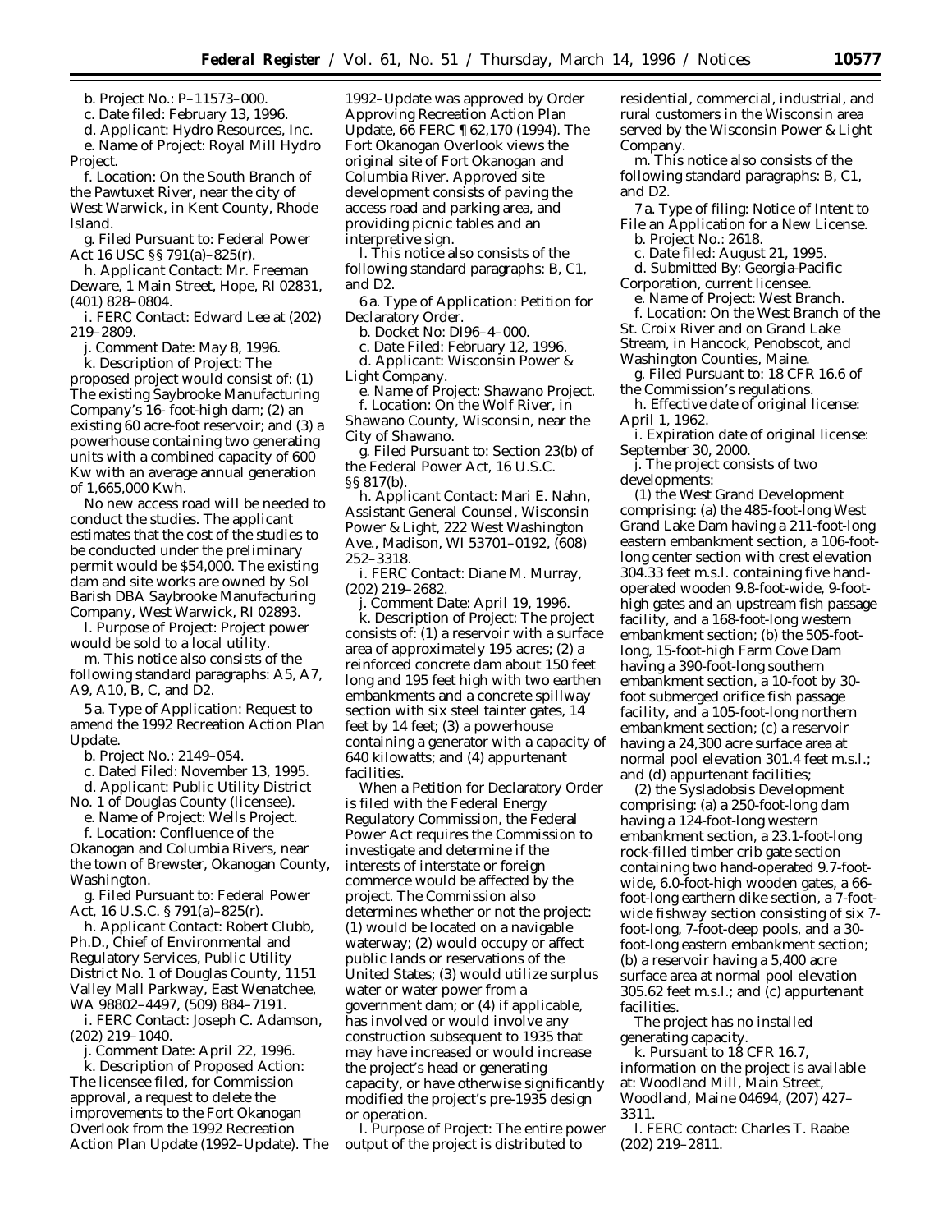b. Project No.: P–11573–000.

c. Date filed: February 13, 1996.

d. Applicant: Hydro Resources, Inc.

e. Name of Project: Royal Mill Hydro Project.

f. Location: On the South Branch of the Pawtuxet River, near the city of West Warwick, in Kent County, Rhode Island.

g. Filed Pursuant to: Federal Power Act 16 USC §§ 791(a)–825(r).

h. Applicant Contact: Mr. Freeman Deware, 1 Main Street, Hope, RI 02831, (401) 828–0804.

i. FERC Contact: Edward Lee at (202) 219–2809.

j. Comment Date: May 8, 1996.

k. Description of Project: The proposed project would consist of: (1) The existing Saybrooke Manufacturing Company's 16- foot-high dam; (2) an existing 60 acre-foot reservoir; and (3) a powerhouse containing two generating units with a combined capacity of 600 Kw with an average annual generation of 1,665,000 Kwh.

No new access road will be needed to conduct the studies. The applicant estimates that the cost of the studies to be conducted under the preliminary permit would be $54,000. The existing dam and site works are owned by Sol Barish DBA Saybrooke Manufacturing Company, West Warwick, RI 02893.

l. Purpose of Project: Project power would be sold to a local utility.

m. This notice also consists of the following standard paragraphs: A5, A7, A9, A10, B, C, and D2.

5 a. Type of Application: Request to amend the 1992 Recreation Action Plan Update.

b. Project No.: 2149–054.

c. Dated Filed: November 13, 1995.

d. Applicant: Public Utility District No. 1 of Douglas County (licensee).

e. Name of Project: Wells Project.

f. Location: Confluence of the Okanogan and Columbia Rivers, near the town of Brewster, Okanogan County, Washington.

g. Filed Pursuant to: Federal Power Act, 16 U.S.C. § 791(a)–825(r).

h. Applicant Contact: Robert Clubb, Ph.D., Chief of Environmental and Regulatory Services, Public Utility District No. 1 of Douglas County, 1151 Valley Mall Parkway, East Wenatchee, WA 98802–4497, (509) 884–7191.

i. FERC Contact: Joseph C. Adamson, (202) 219–1040.

j. Comment Date: April 22, 1996.

k. Description of Proposed Action: The licensee filed, for Commission approval, a request to delete the improvements to the Fort Okanogan Overlook from the 1992 Recreation Action Plan Update (1992–Update). The 1992–Update was approved by Order Approving Recreation Action Plan Update, 66 FERC ¶ 62,170 (1994). The Fort Okanogan Overlook views the original site of Fort Okanogan and Columbia River. Approved site development consists of paving the access road and parking area, and providing picnic tables and an interpretive sign.

l. This notice also consists of the following standard paragraphs: B, C1, and D2.

6 a. Type of Application: Petition for Declaratory Order.

b. Docket No: DI96–4–000.

c. Date Filed: February 12, 1996.

d. Applicant: Wisconsin Power & Light Company.

e. Name of Project: Shawano Project.

f. Location: On the Wolf River, in Shawano County, Wisconsin, near the City of Shawano.

g. Filed Pursuant to: Section 23(b) of the Federal Power Act, 16 U.S.C. §§ 817(b).

h. Applicant Contact: Mari E. Nahn, Assistant General Counsel, Wisconsin Power & Light, 222 West Washington Ave., Madison, WI 53701–0192, (608) 252–3318.

i. FERC Contact: Diane M. Murray, (202) 219–2682.

j. Comment Date: April 19, 1996.

k. Description of Project: The project consists of: (1) a reservoir with a surface area of approximately 195 acres; (2) a reinforced concrete dam about 150 feet long and 195 feet high with two earthen embankments and a concrete spillway section with six steel tainter gates, 14 feet by 14 feet; (3) a powerhouse containing a generator with a capacity of 640 kilowatts; and (4) appurtenant facilities.

When a Petition for Declaratory Order is filed with the Federal Energy Regulatory Commission, the Federal Power Act requires the Commission to investigate and determine if the interests of interstate or foreign commerce would be affected by the project. The Commission also determines whether or not the project: (1) would be located on a navigable waterway; (2) would occupy or affect public lands or reservations of the United States; (3) would utilize surplus water or water power from a government dam; or (4) if applicable, has involved or would involve any construction subsequent to 1935 that may have increased or would increase the project's head or generating capacity, or have otherwise significantly modified the project's pre-1935 design or operation.

l. Purpose of Project: The entire power output of the project is distributed to residential, commercial, industrial, and rural customers in the Wisconsin area served by the Wisconsin Power & Light Company.

m. This notice also consists of the following standard paragraphs: B, C1, and D2.

7 a. Type of filing: Notice of Intent to File an Application for a New License.

b. Project No.: 2618.

c. Date filed: August 21, 1995.

d. Submitted By: Georgia-Pacific Corporation, current licensee.

e. Name of Project: West Branch.

f. Location: On the West Branch of the St. Croix River and on Grand Lake Stream, in Hancock, Penobscot, and Washington Counties, Maine.

g. Filed Pursuant to: 18 CFR 16.6 of the Commission's regulations.

h. Effective date of original license: April 1, 1962.

i. Expiration date of original license: September 30, 2000.

j. The project consists of two developments:

(1) the West Grand Development comprising: (a) the 485-foot-long West Grand Lake Dam having a 211-foot-long eastern embankment section, a 106-foot-long center section with crest elevation 304.33 feet m.s.l. containing five hand-operated wooden 9.8-foot-wide, 9-foot-high gates and an upstream fish passage facility, and a 168-foot-long western embankment section; (b) the 505-foot-long, 15-foot-high Farm Cove Dam having a 390-foot-long southern embankment section, a 10-foot by 30-foot submerged orifice fish passage facility, and a 105-foot-long northern embankment section; (c) a reservoir having a 24,300 acre surface area at normal pool elevation 301.4 feet m.s.l.; and (d) appurtenant facilities;

(2) the Sysladobsis Development comprising: (a) a 250-foot-long dam having a 124-foot-long western embankment section, a 23.1-foot-long rock-filled timber crib gate section containing two hand-operated 9.7-foot-wide, 6.0-foot-high wooden gates, a 66-foot-long earthern dike section, a 7-foot-wide fishway section consisting of six 7-foot-long, 7-foot-deep pools, and a 30-foot-long eastern embankment section; (b) a reservoir having a 5,400 acre surface area at normal pool elevation 305.62 feet m.s.l.; and (c) appurtenant facilities.

The project has no installed generating capacity.

k. Pursuant to 18 CFR 16.7, information on the project is available at: Woodland Mill, Main Street, Woodland, Maine 04694, (207) 427–3311.

l. FERC contact: Charles T. Raabe (202) 219–2811.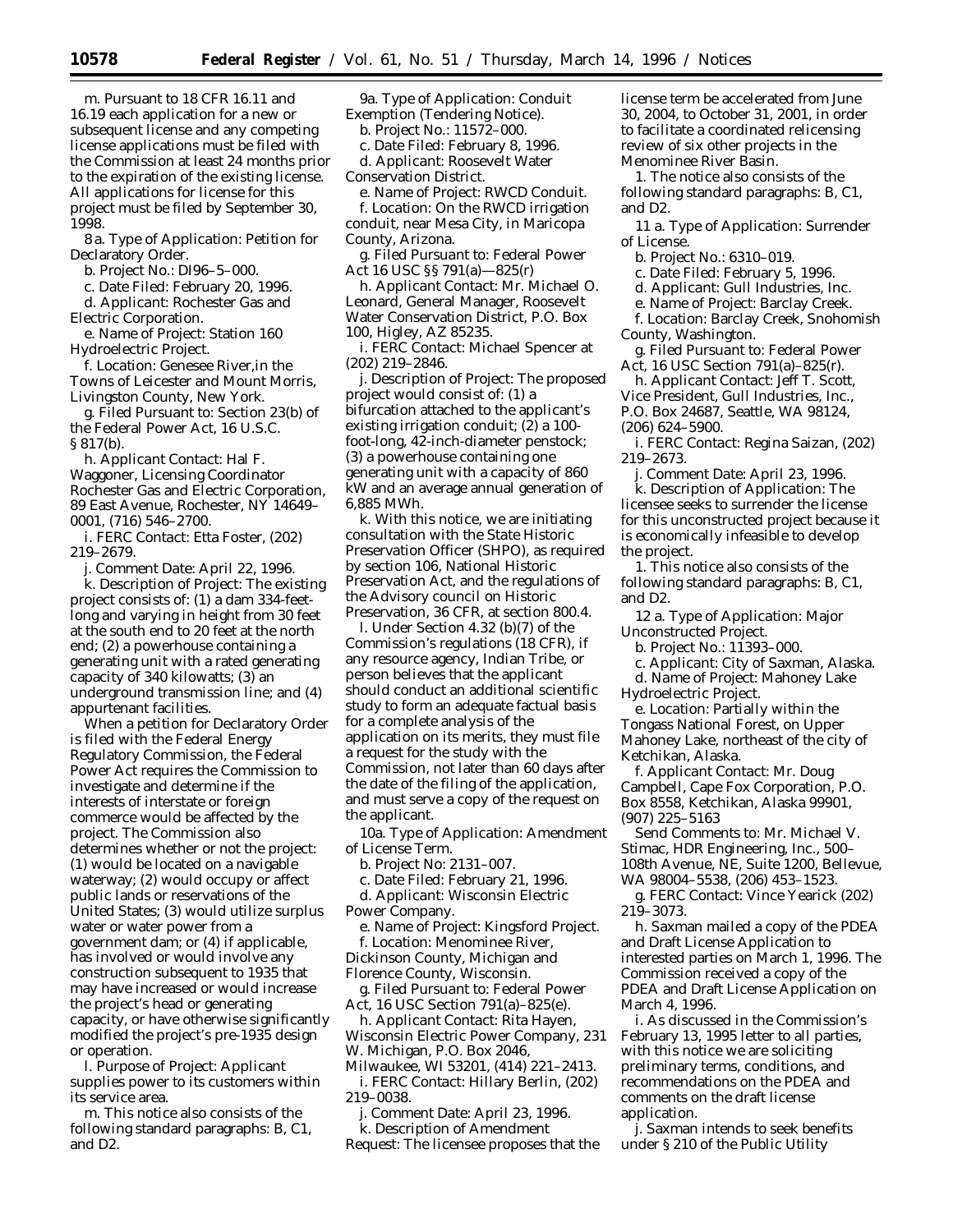m. Pursuant to 18 CFR 16.11 and 16.19 each application for a new or subsequent license and any competing license applications must be filed with the Commission at least 24 months prior to the expiration of the existing license. All applications for license for this project must be filed by September 30, 1998.

8 a. *Type of Application:* Petition for Declaratory Order.

b. *Project No.:* DI96–5–000.

c. *Date Filed:* February 20, 1996.

d. *Applicant:* Rochester Gas and Electric Corporation.

e. *Name of Project:* Station 160 Hydroelectric Project.

f. *Location:* Genesee River,in the Towns of Leicester and Mount Morris, Livingston County, New York.

g. *Filed Pursuant to:* Section 23(b) of the Federal Power Act, 16 U.S.C. § 817(b).

h. *Applicant Contact:* Hal F. Waggoner, Licensing Coordinator Rochester Gas and Electric Corporation, 89 East Avenue, Rochester, NY 14649–0001, (716) 546–2700.

i. *FERC Contact:* Etta Foster, (202) 219–2679.

j. *Comment Date:* April 22, 1996.

k. *Description of Project:* The existing project consists of: (1) a dam 334-feet-long and varying in height from 30 feet at the south end to 20 feet at the north end; (2) a powerhouse containing a generating unit with a rated generating capacity of 340 kilowatts; (3) an underground transmission line; and (4) appurtenant facilities.

When a petition for Declaratory Order is filed with the Federal Energy Regulatory Commission, the Federal Power Act requires the Commission to investigate and determine if the interests of interstate or foreign commerce would be affected by the project. The Commission also determines whether or not the project: (1) would be located on a navigable waterway; (2) would occupy or affect public lands or reservations of the United States; (3) would utilize surplus water or water power from a government dam; or (4) if applicable, has involved or would involve any construction subsequent to 1935 that may have increased or would increase the project's head or generating capacity, or have otherwise significantly modified the project's pre-1935 design or operation.

l. *Purpose of Project:* Applicant supplies power to its customers within its service area.

m. This notice also consists of the following standard paragraphs: B, C1, and D2.

9a. *Type of Application:* Conduit Exemption (Tendering Notice).

b. *Project No.:* 11572–000.

c. *Date Filed:* February 8, 1996.

d. *Applicant:* Roosevelt Water Conservation District.

e. *Name of Project:* RWCD Conduit.

f. *Location:* On the RWCD irrigation conduit, near Mesa City, in Maricopa County, Arizona.

g. *Filed Pursuant to:* Federal Power Act 16 USC §§ 791(a)—825(r)

h. *Applicant Contact:* Mr. Michael O. Leonard, General Manager, Roosevelt Water Conservation District, P.O. Box 100, Higley, AZ 85235.

i. *FERC Contact:* Michael Spencer at (202) 219–2846.

j. *Description of Project:* The proposed project would consist of: (1) a bifurcation attached to the applicant's existing irrigation conduit; (2) a 100-foot-long, 42-inch-diameter penstock; (3) a powerhouse containing one generating unit with a capacity of 860 kW and an average annual generation of 6,885 MWh.

k. With this notice, we are initiating consultation with the State Historic Preservation Officer (SHPO), as required by section 106, National Historic Preservation Act, and the regulations of the Advisory council on Historic Preservation, 36 CFR, at section 800.4.

l. Under Section 4.32 (b)(7) of the Commission's regulations (18 CFR), if any resource agency, Indian Tribe, or person believes that the applicant should conduct an additional scientific study to form an adequate factual basis for a complete analysis of the application on its merits, they must file a request for the study with the Commission, not later than 60 days after the date of the filing of the application, and must serve a copy of the request on the applicant.

10a. *Type of Application:* Amendment of License Term.

b. *Project No:* 2131–007.

c. *Date Filed:* February 21, 1996.

d. *Applicant:* Wisconsin Electric Power Company.

e. *Name of Project:* Kingsford Project.

f. *Location:* Menominee River, Dickinson County, Michigan and Florence County, Wisconsin.

g. *Filed Pursuant to:* Federal Power Act, 16 USC Section 791(a)–825(e).

h. *Applicant Contact:* Rita Hayen, Wisconsin Electric Power Company, 231 W. Michigan, P.O. Box 2046, Milwaukee, WI 53201, (414) 221–2413.

i. *FERC Contact:* Hillary Berlin, (202) 219–0038.

j. *Comment Date:* April 23, 1996.

k. *Description of Amendment Request:* The licensee proposes that the license term be accelerated from June 30, 2004, to October 31, 2001, in order to facilitate a coordinated relicensing review of six other projects in the Menominee River Basin.

l. The notice also consists of the following standard paragraphs: B, C1, and D2.

11 a. *Type of Application:* Surrender of License.

b. *Project No.:* 6310–019.

c. *Date Filed:* February 5, 1996.

d. *Applicant:* Gull Industries, Inc.

e. *Name of Project:* Barclay Creek.

f. *Location:* Barclay Creek, Snohomish County, Washington.

g. *Filed Pursuant to:* Federal Power Act, 16 USC Section 791(a)–825(r).

h. *Applicant Contact:* Jeff T. Scott, Vice President, Gull Industries, Inc., P.O. Box 24687, Seattle, WA 98124, (206) 624–5900.

i. *FERC Contact:* Regina Saizan, (202) 219–2673.

j. *Comment Date:* April 23, 1996.

k. *Description of Application:* The licensee seeks to surrender the license for this unconstructed project because it is economically infeasible to develop the project.

l. This notice also consists of the following standard paragraphs: B, C1, and D2.

12 a. *Type of Application:* Major Unconstructed Project.

b. *Project No.:* 11393–000.

c. *Applicant:* City of Saxman, Alaska.

d. *Name of Project:* Mahoney Lake Hydroelectric Project.

e. *Location:* Partially within the Tongass National Forest, on Upper Mahoney Lake, northeast of the city of Ketchikan, Alaska.

f. *Applicant Contact:* Mr. Doug Campbell, Cape Fox Corporation, P.O. Box 8558, Ketchikan, Alaska 99901, (907) 225–5163

Send Comments to: Mr. Michael V. Stimac, HDR Engineering, Inc., 500–108th Avenue, NE, Suite 1200, Bellevue, WA 98004–5538, (206) 453–1523.

g. *FERC Contact:* Vince Yearick (202) 219–3073.

h. Saxman mailed a copy of the PDEA and Draft License Application to interested parties on March 1, 1996. The Commission received a copy of the PDEA and Draft License Application on March 4, 1996.

i. As discussed in the Commission's February 13, 1995 letter to all parties, with this notice we are soliciting preliminary terms, conditions, and recommendations on the PDEA and comments on the draft license application.

j. Saxman intends to seek benefits under § 210 of the Public Utility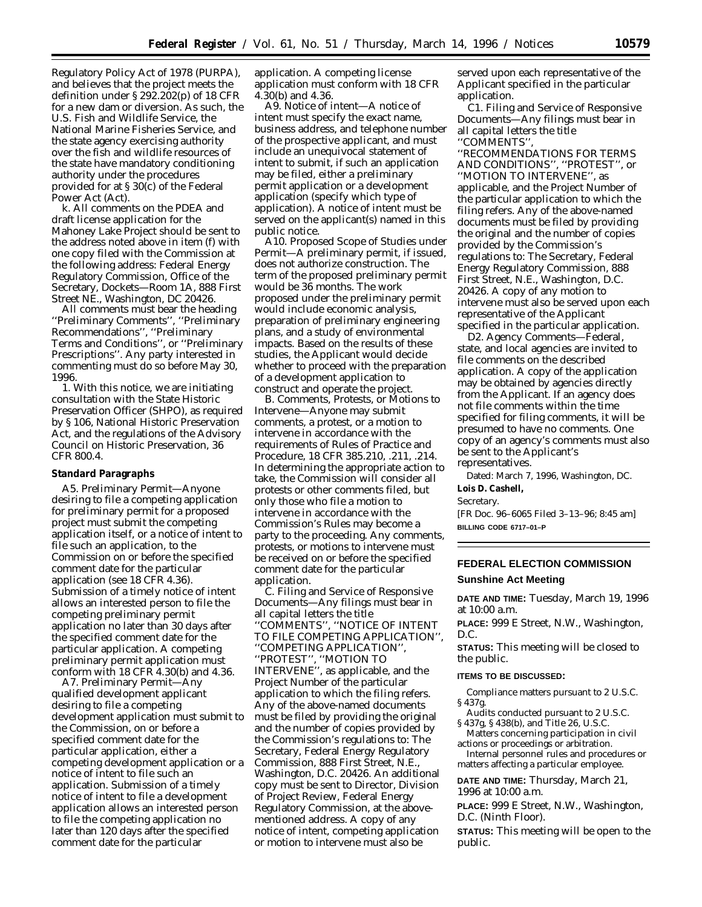Regulatory Policy Act of 1978 (PURPA), and believes that the project meets the definition under § 292.202(p) of 18 CFR for a new dam or diversion. As such, the U.S. Fish and Wildlife Service, the National Marine Fisheries Service, and the state agency exercising authority over the fish and wildlife resources of the state have mandatory conditioning authority under the procedures provided for at § 30(c) of the Federal Power Act (Act).

k. All comments on the PDEA and draft license application for the Mahoney Lake Project should be sent to the address noted above in item (f) with one copy filed with the Commission at the following address: Federal Energy Regulatory Commission, Office of the Secretary, Dockets—Room 1A, 888 First Street NE., Washington, DC 20426.

All comments must bear the heading ''Preliminary Comments'', ''Preliminary Recommendations'', ''Preliminary Terms and Conditions'', or ''Preliminary Prescriptions''. Any party interested in commenting must do so before May 30, 1996.

1. With this notice, we are initiating consultation with the State Historic Preservation Officer (SHPO), as required by § 106, National Historic Preservation Act, and the regulations of the Advisory Council on Historic Preservation, 36 CFR 800.4.

**Standard Paragraphs**

A5. Preliminary Permit—Anyone desiring to file a competing application for preliminary permit for a proposed project must submit the competing application itself, or a notice of intent to file such an application, to the Commission on or before the specified comment date for the particular application (see 18 CFR 4.36). Submission of a timely notice of intent allows an interested person to file the competing preliminary permit application no later than 30 days after the specified comment date for the particular application. A competing preliminary permit application must conform with 18 CFR 4.30(b) and 4.36.

A7. Preliminary Permit—Any qualified development applicant desiring to file a competing development application must submit to the Commission, on or before a specified comment date for the particular application, either a competing development application or a notice of intent to file such an application. Submission of a timely notice of intent to file a development application allows an interested person to file the competing application no later than 120 days after the specified comment date for the particular application. A competing license application must conform with 18 CFR 4.30(b) and 4.36.

A9. Notice of intent—A notice of intent must specify the exact name, business address, and telephone number of the prospective applicant, and must include an unequivocal statement of intent to submit, if such an application may be filed, either a preliminary permit application or a development application (specify which type of application). A notice of intent must be served on the applicant(s) named in this public notice.

A10. Proposed Scope of Studies under Permit—A preliminary permit, if issued, does not authorize construction. The term of the proposed preliminary permit would be 36 months. The work proposed under the preliminary permit would include economic analysis, preparation of preliminary engineering plans, and a study of environmental impacts. Based on the results of these studies, the Applicant would decide whether to proceed with the preparation of a development application to construct and operate the project.

B. Comments, Protests, or Motions to Intervene—Anyone may submit comments, a protest, or a motion to intervene in accordance with the requirements of Rules of Practice and Procedure, 18 CFR 385.210, .211, .214. In determining the appropriate action to take, the Commission will consider all protests or other comments filed, but only those who file a motion to intervene in accordance with the Commission's Rules may become a party to the proceeding. Any comments, protests, or motions to intervene must be received on or before the specified comment date for the particular application.

C. Filing and Service of Responsive Documents—Any filings must bear in all capital letters the title ''COMMENTS'', ''NOTICE OF INTENT TO FILE COMPETING APPLICATION'', ''COMPETING APPLICATION'', ''PROTEST'', ''MOTION TO INTERVENE'', as applicable, and the Project Number of the particular application to which the filing refers. Any of the above-named documents must be filed by providing the original and the number of copies provided by the Commission's regulations to: The Secretary, Federal Energy Regulatory Commission, 888 First Street, N.E., Washington, D.C. 20426. An additional copy must be sent to Director, Division of Project Review, Federal Energy Regulatory Commission, at the above-mentioned address. A copy of any notice of intent, competing application or motion to intervene must also be served upon each representative of the Applicant specified in the particular application.

C1. Filing and Service of Responsive Documents—Any filings must bear in all capital letters the title ''COMMENTS'', ''RECOMMENDATIONS FOR TERMS AND CONDITIONS'', ''PROTEST'', or ''MOTION TO INTERVENE'', as applicable, and the Project Number of the particular application to which the filing refers. Any of the above-named documents must be filed by providing the original and the number of copies provided by the Commission's regulations to: The Secretary, Federal Energy Regulatory Commission, 888 First Street, N.E., Washington, D.C. 20426. A copy of any motion to intervene must also be served upon each representative of the Applicant specified in the particular application.

D2. Agency Comments—Federal, state, and local agencies are invited to file comments on the described application. A copy of the application may be obtained by agencies directly from the Applicant. If an agency does not file comments within the time specified for filing comments, it will be presumed to have no comments. One copy of an agency's comments must also be sent to the Applicant's representatives.

Dated: March 7, 1996, Washington, DC.

**Lois D. Cashell,**

*Secretary.*

[FR Doc. 96–6065 Filed 3–13–96; 8:45 am]

BILLING CODE 6717–01–P

## FEDERAL ELECTION COMMISSION

### Sunshine Act Meeting

**DATE AND TIME:** Tuesday, March 19, 1996 at 10:00 a.m.

**PLACE:** 999 E Street, N.W., Washington, D.C.

**STATUS:** This meeting will be closed to the public.

**ITEMS TO BE DISCUSSED:**

Compliance matters pursuant to 2 U.S.C. § 437g.

Audits conducted pursuant to 2 U.S.C. § 437g, § 438(b), and Title 26, U.S.C.

Matters concerning participation in civil actions or proceedings or arbitration.

Internal personnel rules and procedures or matters affecting a particular employee.

**DATE AND TIME:** Thursday, March 21, 1996 at 10:00 a.m.

**PLACE:** 999 E Street, N.W., Washington, D.C. (Ninth Floor).

**STATUS:** This meeting will be open to the public.